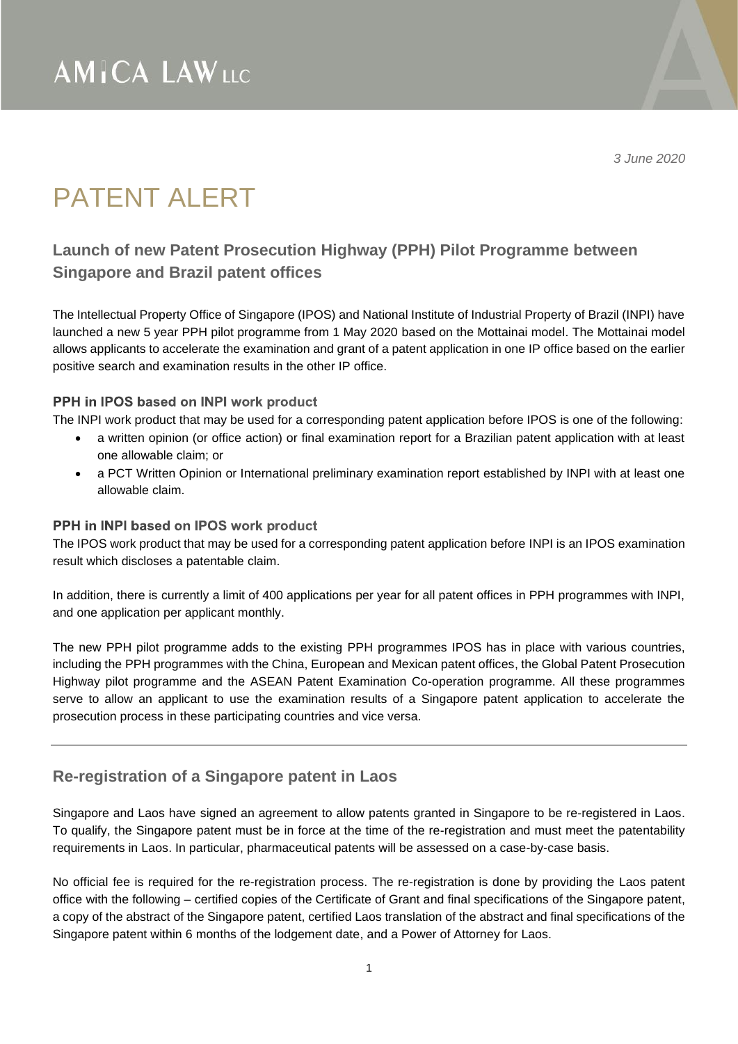AMICA LAW LLC

*3 June 2020*

# PATENT ALERT

## Launch of new Patent Prosecution Highway (PPH) Pilot Programme between Singapore and Brazil patent offices

The Intellectual Property Office of Singapore (IPOS) and National Institute of Industrial Property of Brazil (INPI) have launched a new 5 year PPH pilot programme from 1 May 2020 based on the Mottainai model. The Mottainai model allows applicants to accelerate the examination and grant of a patent application in one IP office based on the earlier positive search and examination results in the other IP office.

### PPH in IPOS based on INPI work product

The INPI work product that may be used for a corresponding patent application before IPOS is one of the following:

- a written opinion (or office action) or final examination report for a Brazilian patent application with at least one allowable claim; or
- a PCT Written Opinion or International preliminary examination report established by INPI with at least one allowable claim.

### PPH in INPI based on IPOS work product

The IPOS work product that may be used for a corresponding patent application before INPI is an IPOS examination result which discloses a patentable claim.

In addition, there is currently a limit of 400 applications per year for all patent offices in PPH programmes with INPI, and one application per applicant monthly.

The new PPH pilot programme adds to the existing PPH programmes IPOS has in place with various countries, including the PPH programmes with the China, European and Mexican patent offices, the Global Patent Prosecution Highway pilot programme and the ASEAN Patent Examination Co-operation programme. All these programmes serve to allow an applicant to use the examination results of a Singapore patent application to accelerate the prosecution process in these participating countries and vice versa.

---

## Re-registration of a Singapore patent in Laos

Singapore and Laos have signed an agreement to allow patents granted in Singapore to be re-registered in Laos. To qualify, the Singapore patent must be in force at the time of the re-registration and must meet the patentability requirements in Laos. In particular, pharmaceutical patents will be assessed on a case-by-case basis.

No official fee is required for the re-registration process. The re-registration is done by providing the Laos patent office with the following – certified copies of the Certificate of Grant and final specifications of the Singapore patent, a copy of the abstract of the Singapore patent, certified Laos translation of the abstract and final specifications of the Singapore patent within 6 months of the lodgement date, and a Power of Attorney for Laos.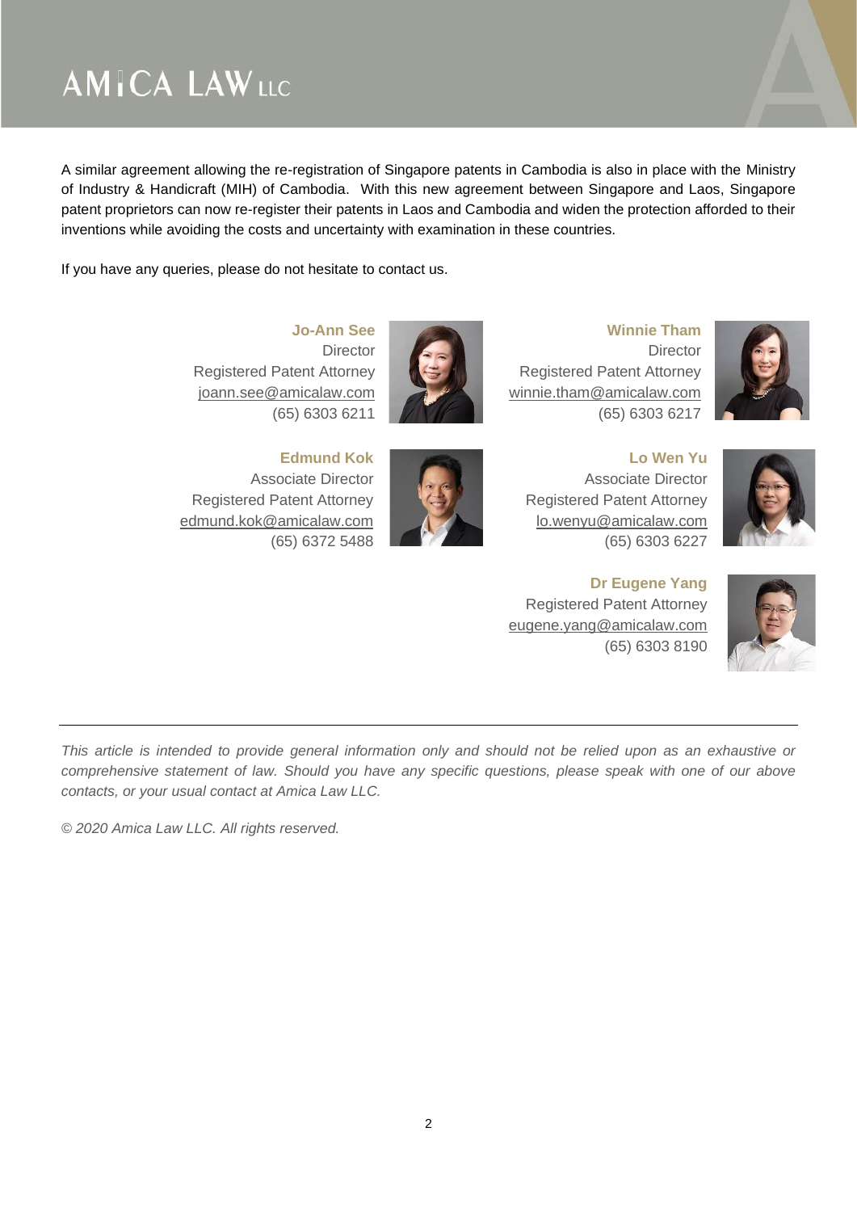A similar agreement allowing the re-registration of Singapore patents in Cambodia is also in place with the Ministry of Industry & Handicraft (MIH) of Cambodia. With this new agreement between Singapore and Laos, Singapore patent proprietors can now re-register their patents in Laos and Cambodia and widen the protection afforded to their inventions while avoiding the costs and uncertainty with examination in these countries.

If you have any queries, please do not hesitate to contact us.

**Jo-Ann See**
Director
Registered Patent Attorney
joann.see@amicalaw.com
(65) 6303 6211

**Winnie Tham**
Director
Registered Patent Attorney
winnie.tham@amicalaw.com
(65) 6303 6217

**Edmund Kok**
Associate Director
Registered Patent Attorney
edmund.kok@amicalaw.com
(65) 6372 5488

**Lo Wen Yu**
Associate Director
Registered Patent Attorney
lo.wenyu@amicalaw.com
(65) 6303 6227

**Dr Eugene Yang**
Registered Patent Attorney
eugene.yang@amicalaw.com
(65) 6303 8190

---

*This article is intended to provide general information only and should not be relied upon as an exhaustive or comprehensive statement of law. Should you have any specific questions, please speak with one of our above contacts, or your usual contact at Amica Law LLC.*

*© 2020 Amica Law LLC. All rights reserved.*